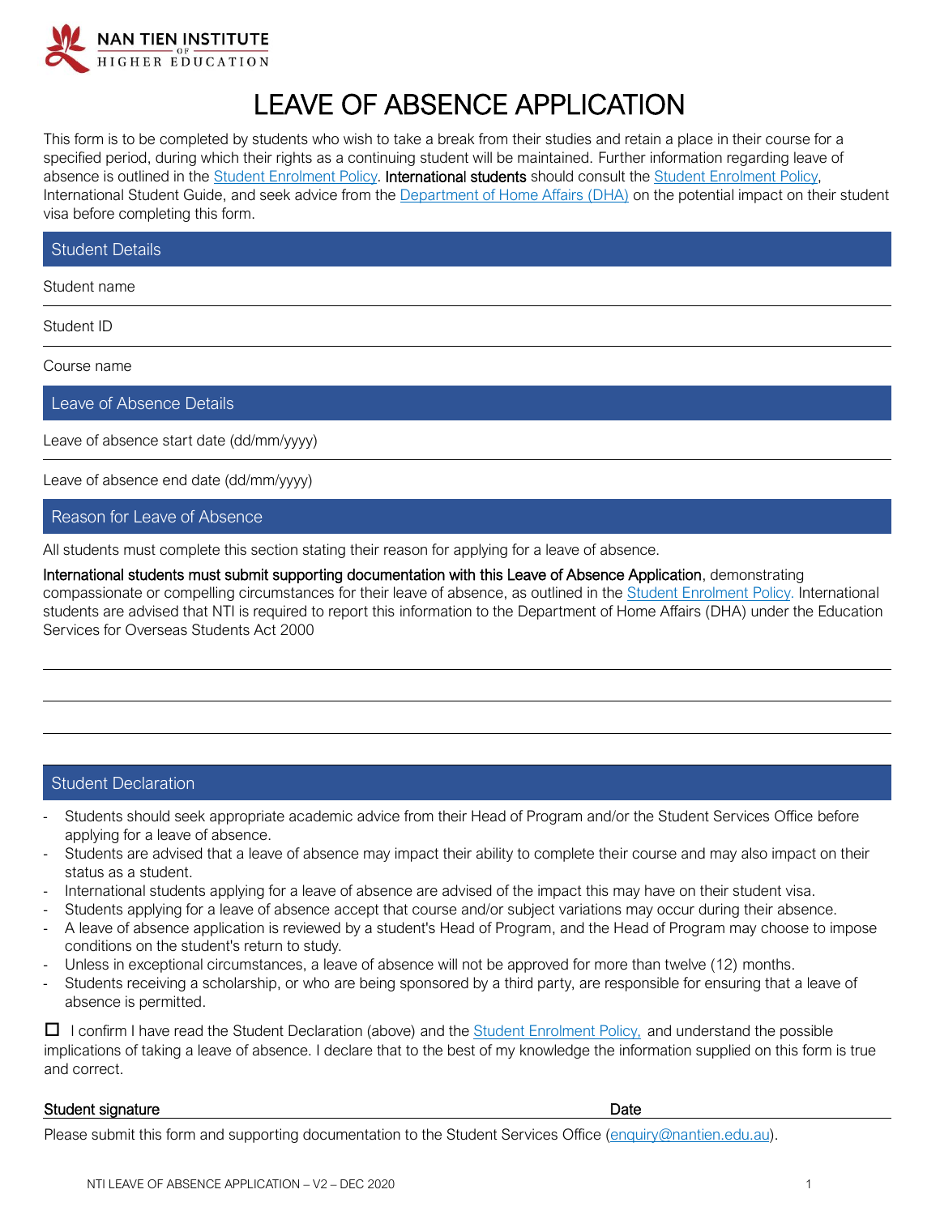NAN TIEN INSTITUTE OF HIGHER EDUCATION

# LEAVE OF ABSENCE APPLICATION

This form is to be completed by students who wish to take a break from their studies and retain a place in their course for a specified period, during which their rights as a continuing student will be maintained. Further information regarding leave of absence is outlined in the Student Enrolment Policy. **International students** should consult the Student Enrolment Policy, International Student Guide, and seek advice from the Department of Home Affairs (DHA) on the potential impact on their student visa before completing this form.

## Student Details

Student name

Student ID

Course name

## Leave of Absence Details

Leave of absence start date (dd/mm/yyyy)

Leave of absence end date (dd/mm/yyyy)

## Reason for Leave of Absence

All students must complete this section stating their reason for applying for a leave of absence.

**International students must submit supporting documentation with this Leave of Absence Application**, demonstrating compassionate or compelling circumstances for their leave of absence, as outlined in the Student Enrolment Policy. International students are advised that NTI is required to report this information to the Department of Home Affairs (DHA) under the Education Services for Overseas Students Act 2000

## Student Declaration

- Students should seek appropriate academic advice from their Head of Program and/or the Student Services Office before applying for a leave of absence.
- Students are advised that a leave of absence may impact their ability to complete their course and may also impact on their status as a student.
- International students applying for a leave of absence are advised of the impact this may have on their student visa.
- Students applying for a leave of absence accept that course and/or subject variations may occur during their absence.
- A leave of absence application is reviewed by a student's Head of Program, and the Head of Program may choose to impose conditions on the student's return to study.
- Unless in exceptional circumstances, a leave of absence will not be approved for more than twelve (12) months.
- Students receiving a scholarship, or who are being sponsored by a third party, are responsible for ensuring that a leave of absence is permitted.

☐ I confirm I have read the Student Declaration (above) and the Student Enrolment Policy, and understand the possible implications of taking a leave of absence. I declare that to the best of my knowledge the information supplied on this form is true and correct.

**Student signature** **Date**

Please submit this form and supporting documentation to the Student Services Office (enquiry@nantien.edu.au).

NTI LEAVE OF ABSENCE APPLICATION – V2 – DEC 2020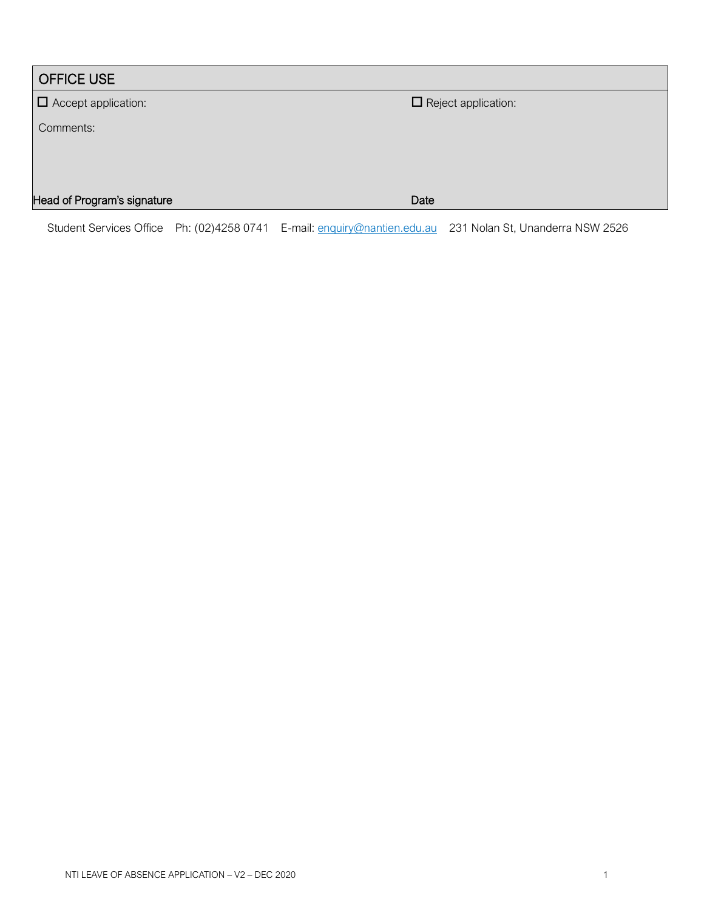## OFFICE USE

☐ Accept application: ☐ Reject application:

Comments:

Head of Program's signature Date

Student Services Office Ph: (02)4258 0741 E-mail: enquiry@nantien.edu.au 231 Nolan St, Unanderra NSW 2526